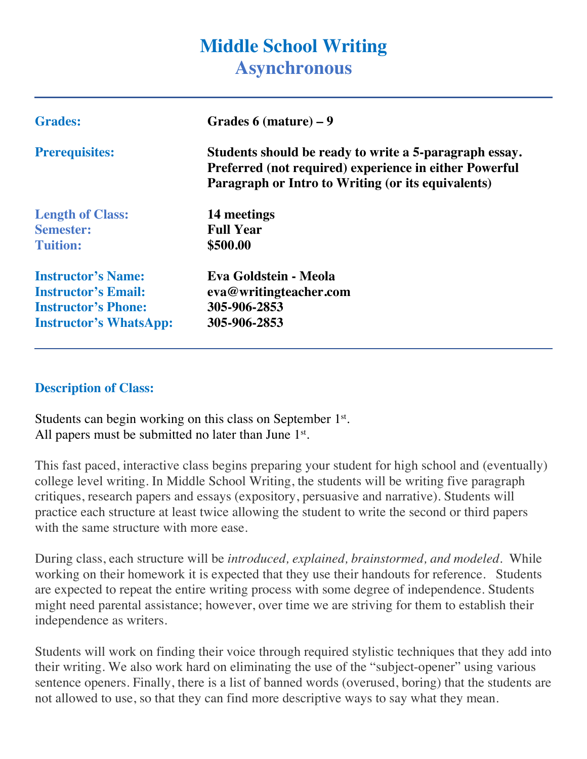# Middle School Writing
## Asynchronous

| | |
|---|---|
| **Grades:** | **Grades 6 (mature) – 9** |
| **Prerequisites:** | **Students should be ready to write a 5-paragraph essay. Preferred (not required) experience in either Powerful Paragraph or Intro to Writing (or its equivalents)** |
| **Length of Class:** | **14 meetings** |
| **Semester:** | **Full Year** |
| **Tuition:** | **$500.00** |
| **Instructor's Name:** | **Eva Goldstein - Meola** |
| **Instructor's Email:** | **eva@writingteacher.com** |
| **Instructor's Phone:** | **305-906-2853** |
| **Instructor's WhatsApp:** | **305-906-2853** |

### Description of Class:

Students can begin working on this class on September 1st.
All papers must be submitted no later than June 1st.

This fast paced, interactive class begins preparing your student for high school and (eventually) college level writing. In Middle School Writing, the students will be writing five paragraph critiques, research papers and essays (expository, persuasive and narrative). Students will practice each structure at least twice allowing the student to write the second or third papers with the same structure with more ease.

During class, each structure will be *introduced, explained, brainstormed, and modeled*. While working on their homework it is expected that they use their handouts for reference. Students are expected to repeat the entire writing process with some degree of independence. Students might need parental assistance; however, over time we are striving for them to establish their independence as writers.

Students will work on finding their voice through required stylistic techniques that they add into their writing. We also work hard on eliminating the use of the "subject-opener" using various sentence openers. Finally, there is a list of banned words (overused, boring) that the students are not allowed to use, so that they can find more descriptive ways to say what they mean.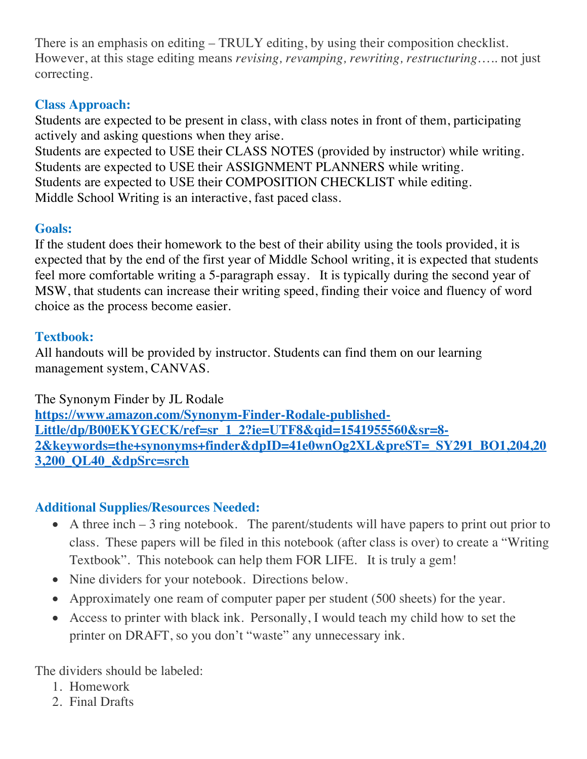There is an emphasis on editing – TRULY editing, by using their composition checklist. However, at this stage editing means *revising, revamping, rewriting, restructuring*….. not just correcting.

### Class Approach:

Students are expected to be present in class, with class notes in front of them, participating actively and asking questions when they arise.
Students are expected to USE their CLASS NOTES (provided by instructor) while writing.
Students are expected to USE their ASSIGNMENT PLANNERS while writing.
Students are expected to USE their COMPOSITION CHECKLIST while editing.
Middle School Writing is an interactive, fast paced class.

### Goals:

If the student does their homework to the best of their ability using the tools provided, it is expected that by the end of the first year of Middle School writing, it is expected that students feel more comfortable writing a 5-paragraph essay. It is typically during the second year of MSW, that students can increase their writing speed, finding their voice and fluency of word choice as the process become easier.

### Textbook:

All handouts will be provided by instructor. Students can find them on our learning management system, CANVAS.

The Synonym Finder by JL Rodale
[https://www.amazon.com/Synonym-Finder-Rodale-published-Little/dp/B00EKYGECK/ref=sr_1_2?ie=UTF8&qid=1541955560&sr=8-2&keywords=the+synonyms+finder&dpID=41e0wnOg2XL&preST=_SY291_BO1,204,203,200_QL40_&dpSrc=srch](https://www.amazon.com/Synonym-Finder-Rodale-published-Little/dp/B00EKYGECK/ref=sr_1_2?ie=UTF8&qid=1541955560&sr=8-2&keywords=the+synonyms+finder&dpID=41e0wnOg2XL&preST=_SY291_BO1,204,203,200_QL40_&dpSrc=srch)

### Additional Supplies/Resources Needed:

- A three inch – 3 ring notebook. The parent/students will have papers to print out prior to class. These papers will be filed in this notebook (after class is over) to create a "Writing Textbook". This notebook can help them FOR LIFE. It is truly a gem!
- Nine dividers for your notebook. Directions below.
- Approximately one ream of computer paper per student (500 sheets) for the year.
- Access to printer with black ink. Personally, I would teach my child how to set the printer on DRAFT, so you don't "waste" any unnecessary ink.

The dividers should be labeled:

1. Homework
2. Final Drafts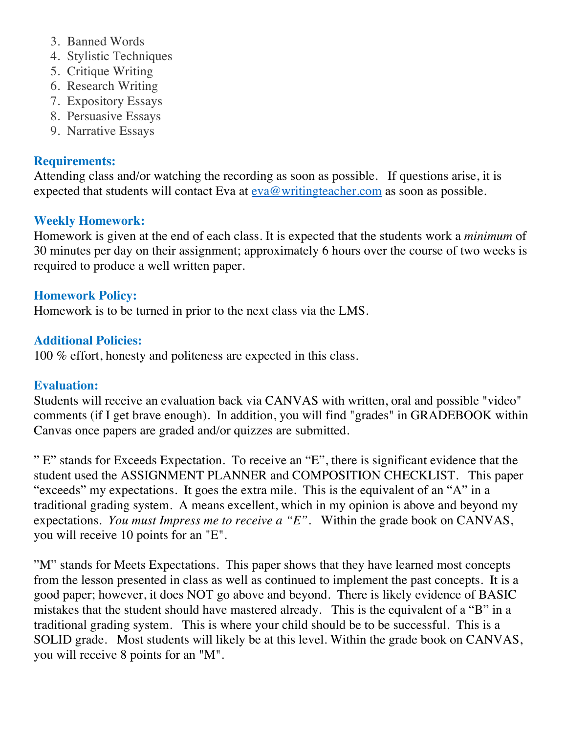3. Banned Words
4. Stylistic Techniques
5. Critique Writing
6. Research Writing
7. Expository Essays
8. Persuasive Essays
9. Narrative Essays

**Requirements:**
Attending class and/or watching the recording as soon as possible. If questions arise, it is expected that students will contact Eva at eva@writingteacher.com as soon as possible.

**Weekly Homework:**
Homework is given at the end of each class. It is expected that the students work a *minimum* of 30 minutes per day on their assignment; approximately 6 hours over the course of two weeks is required to produce a well written paper.

**Homework Policy:**
Homework is to be turned in prior to the next class via the LMS.

**Additional Policies:**
100 % effort, honesty and politeness are expected in this class.

**Evaluation:**
Students will receive an evaluation back via CANVAS with written, oral and possible "video" comments (if I get brave enough). In addition, you will find "grades" in GRADEBOOK within Canvas once papers are graded and/or quizzes are submitted.

" E" stands for Exceeds Expectation. To receive an "E", there is significant evidence that the student used the ASSIGNMENT PLANNER and COMPOSITION CHECKLIST. This paper "exceeds" my expectations. It goes the extra mile. This is the equivalent of an "A" in a traditional grading system. A means excellent, which in my opinion is above and beyond my expectations. *You must Impress me to receive a "E"*. Within the grade book on CANVAS, you will receive 10 points for an "E".

"M" stands for Meets Expectations. This paper shows that they have learned most concepts from the lesson presented in class as well as continued to implement the past concepts. It is a good paper; however, it does NOT go above and beyond. There is likely evidence of BASIC mistakes that the student should have mastered already. This is the equivalent of a "B" in a traditional grading system. This is where your child should be to be successful. This is a SOLID grade. Most students will likely be at this level. Within the grade book on CANVAS, you will receive 8 points for an "M".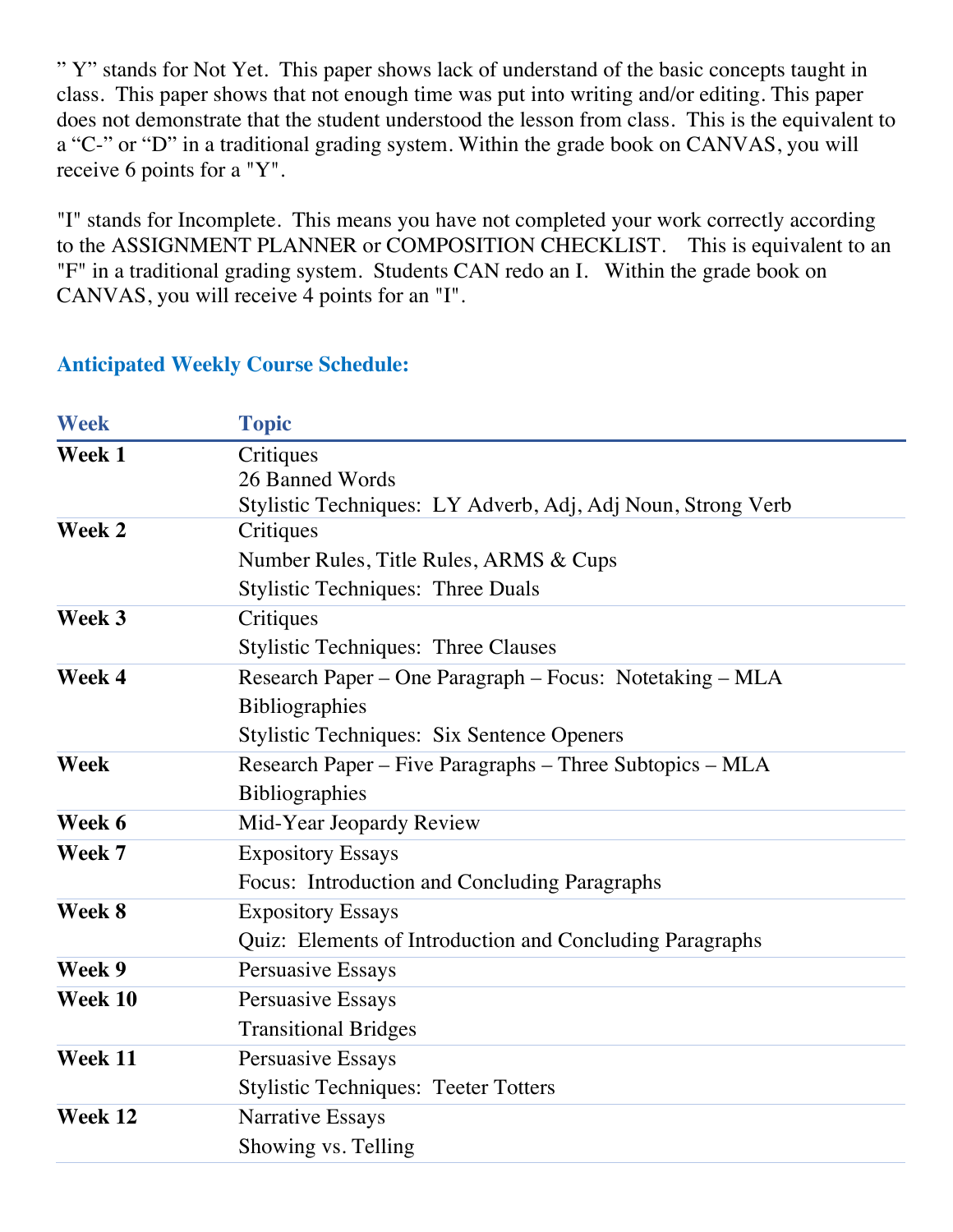" Y" stands for Not Yet. This paper shows lack of understand of the basic concepts taught in class. This paper shows that not enough time was put into writing and/or editing. This paper does not demonstrate that the student understood the lesson from class. This is the equivalent to a "C-" or "D" in a traditional grading system. Within the grade book on CANVAS, you will receive 6 points for a "Y".

"I" stands for Incomplete. This means you have not completed your work correctly according to the ASSIGNMENT PLANNER or COMPOSITION CHECKLIST. This is equivalent to an "F" in a traditional grading system. Students CAN redo an I. Within the grade book on CANVAS, you will receive 4 points for an "I".

## Anticipated Weekly Course Schedule:

| Week | Topic |
|---|---|
| **Week 1** | Critiques<br>26 Banned Words<br>Stylistic Techniques: LY Adverb, Adj, Adj Noun, Strong Verb |
| **Week 2** | Critiques<br>Number Rules, Title Rules, ARMS & Cups<br>Stylistic Techniques: Three Duals |
| **Week 3** | Critiques<br>Stylistic Techniques: Three Clauses |
| **Week 4** | Research Paper – One Paragraph – Focus: Notetaking – MLA Bibliographies<br>Stylistic Techniques: Six Sentence Openers |
| **Week** | Research Paper – Five Paragraphs – Three Subtopics – MLA Bibliographies |
| **Week 6** | Mid-Year Jeopardy Review |
| **Week 7** | Expository Essays<br>Focus: Introduction and Concluding Paragraphs |
| **Week 8** | Expository Essays<br>Quiz: Elements of Introduction and Concluding Paragraphs |
| **Week 9** | Persuasive Essays |
| **Week 10** | Persuasive Essays<br>Transitional Bridges |
| **Week 11** | Persuasive Essays<br>Stylistic Techniques: Teeter Totters |
| **Week 12** | Narrative Essays<br>Showing vs. Telling |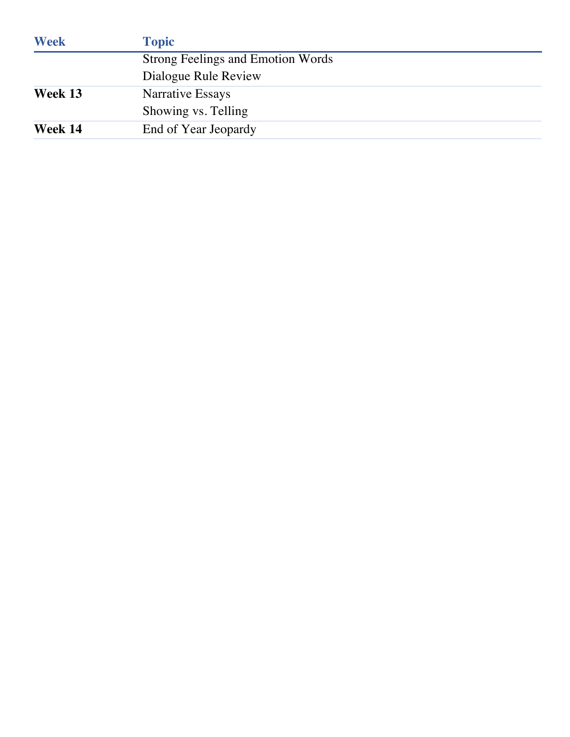| Week | Topic |
| --- | --- |
| | Strong Feelings and Emotion Words |
| | Dialogue Rule Review |
| **Week 13** | Narrative Essays |
| | Showing vs. Telling |
| **Week 14** | End of Year Jeopardy |